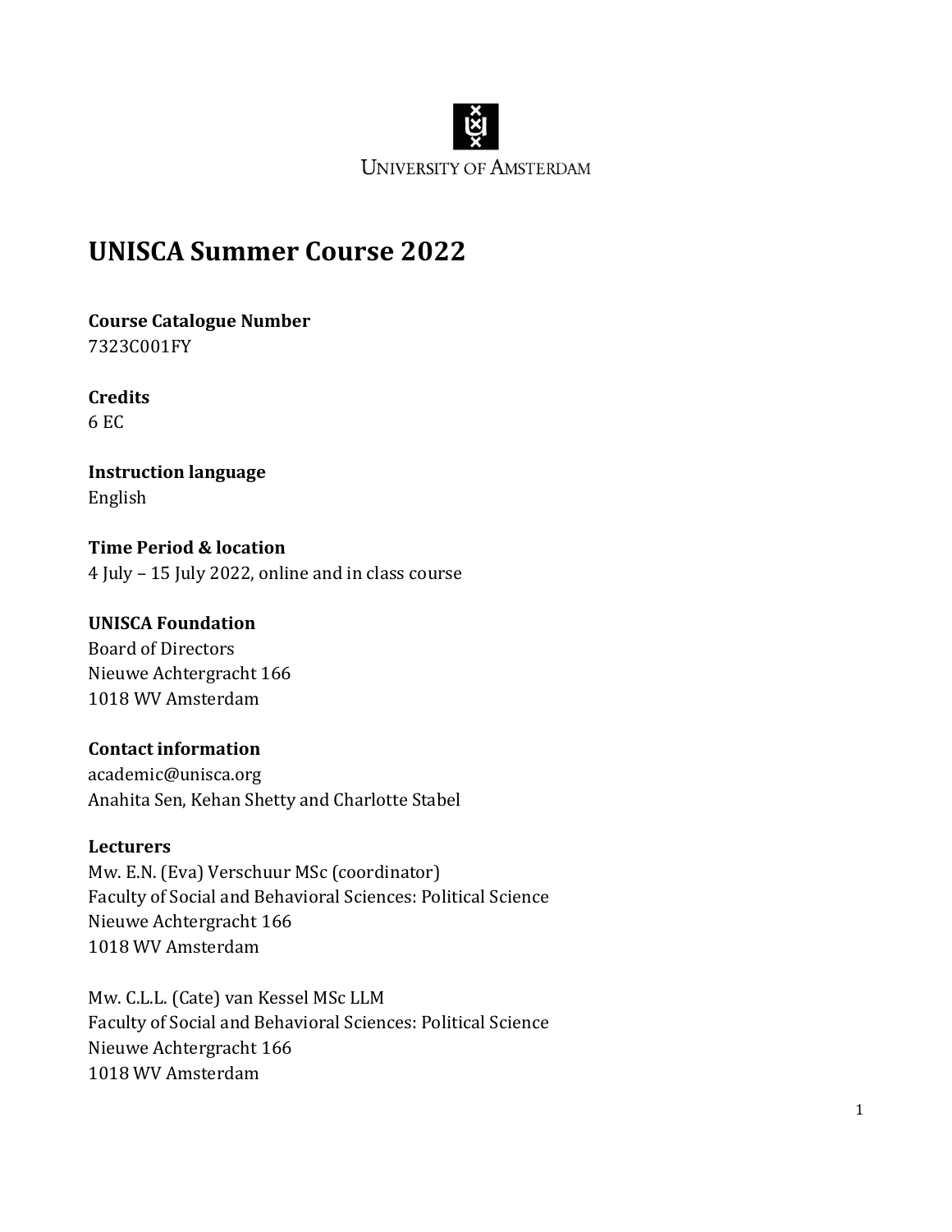University of Amsterdam

# UNISCA Summer Course 2022

**Course Catalogue Number**
7323C001FY

**Credits**
6 EC

**Instruction language**
English

**Time Period & location**
4 July – 15 July 2022, online and in class course

**UNISCA Foundation**
Board of Directors
Nieuwe Achtergracht 166
1018 WV Amsterdam

**Contact information**
academic@unisca.org
Anahita Sen, Kehan Shetty and Charlotte Stabel

**Lecturers**
Mw. E.N. (Eva) Verschuur MSc (coordinator)
Faculty of Social and Behavioral Sciences: Political Science
Nieuwe Achtergracht 166
1018 WV Amsterdam

Mw. C.L.L. (Cate) van Kessel MSc LLM
Faculty of Social and Behavioral Sciences: Political Science
Nieuwe Achtergracht 166
1018 WV Amsterdam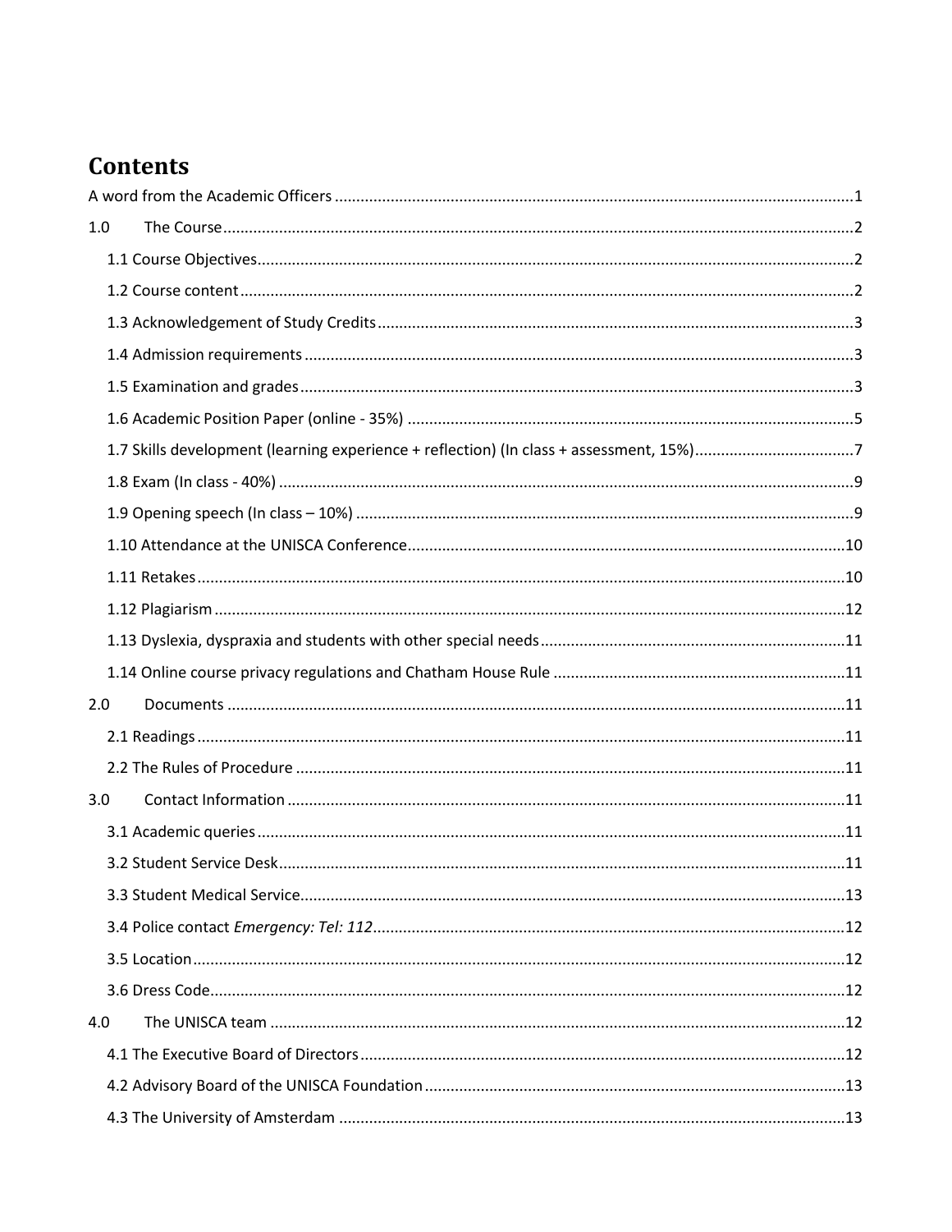# Contents

A word from the Academic Officers ........................................................................................................1

1.0 The Course..................................................................................................................................2

1.1 Course Objectives..........................................................................................................................2

1.2 Course content ...............................................................................................................................2

1.3 Acknowledgement of Study Credits ...............................................................................................3

1.4 Admission requirements ................................................................................................................3

1.5 Examination and grades .................................................................................................................3

1.6 Academic Position Paper (online - 35%) ........................................................................................5

1.7 Skills development (learning experience + reflection) (In class + assessment, 15%).....................................7

1.8 Exam (In class - 40%) .....................................................................................................................9

1.9 Opening speech (In class – 10%) ....................................................................................................9

1.10 Attendance at the UNISCA Conference.......................................................................................10

1.11 Retakes.......................................................................................................................................10

1.12 Plagiarism ...................................................................................................................................12

1.13 Dyslexia, dyspraxia and students with other special needs.......................................................11

1.14 Online course privacy regulations and Chatham House Rule .....................................................11

2.0 Documents ..................................................................................................................................11

2.1 Readings ........................................................................................................................................11

2.2 The Rules of Procedure .................................................................................................................11

3.0 Contact Information ....................................................................................................................11

3.1 Academic queries ..........................................................................................................................11

3.2 Student Service Desk.....................................................................................................................11

3.3 Student Medical Service................................................................................................................13

3.4 Police contact *Emergency: Tel: 112*................................................................................................12

3.5 Location.........................................................................................................................................12

3.6 Dress Code.....................................................................................................................................12

4.0 The UNISCA team .......................................................................................................................12

4.1 The Executive Board of Directors .................................................................................................12

4.2 Advisory Board of the UNISCA Foundation ..................................................................................13

4.3 The University of Amsterdam .......................................................................................................13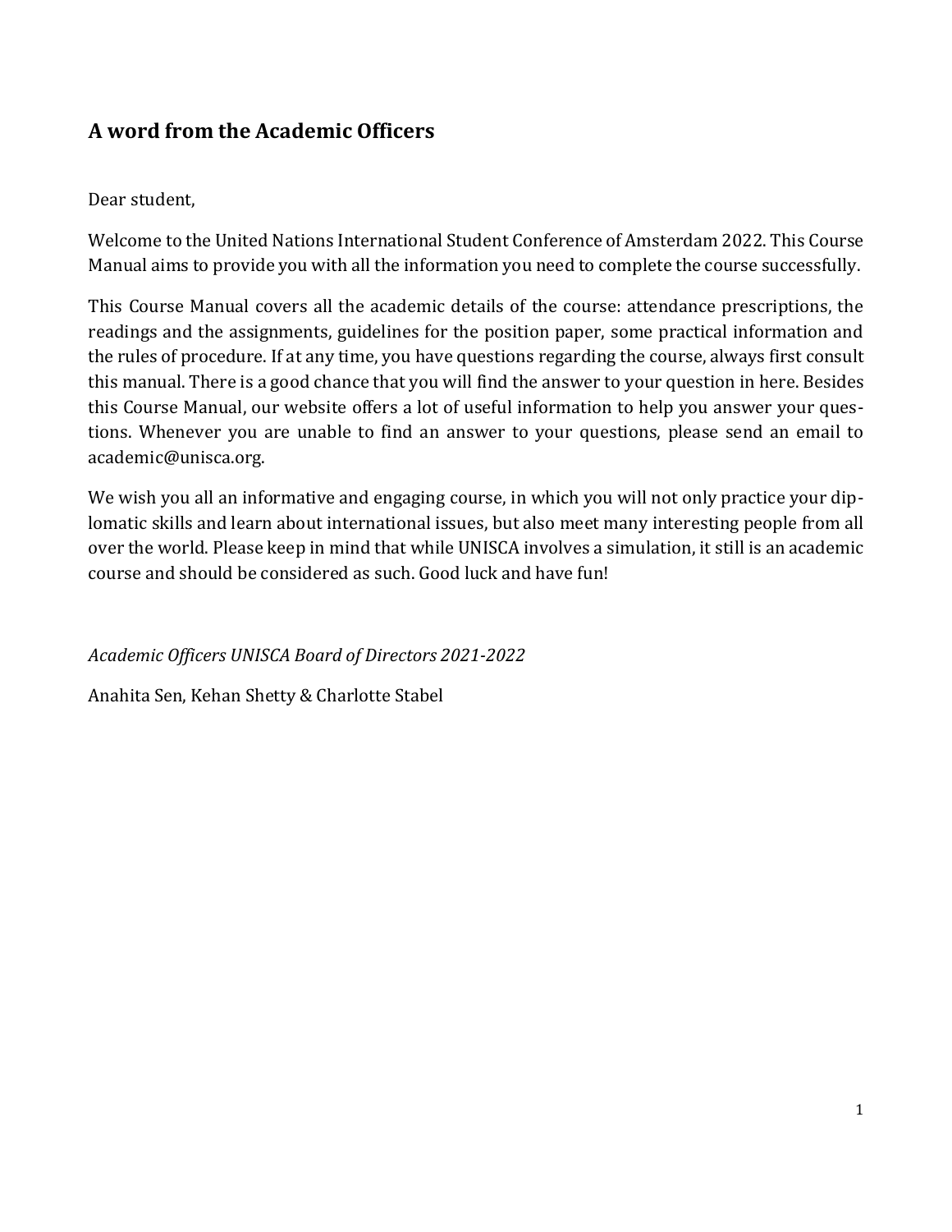## A word from the Academic Officers

Dear student,

Welcome to the United Nations International Student Conference of Amsterdam 2022. This Course Manual aims to provide you with all the information you need to complete the course successfully.

This Course Manual covers all the academic details of the course: attendance prescriptions, the readings and the assignments, guidelines for the position paper, some practical information and the rules of procedure. If at any time, you have questions regarding the course, always first consult this manual. There is a good chance that you will find the answer to your question in here. Besides this Course Manual, our website offers a lot of useful information to help you answer your questions. Whenever you are unable to find an answer to your questions, please send an email to academic@unisca.org.

We wish you all an informative and engaging course, in which you will not only practice your diplomatic skills and learn about international issues, but also meet many interesting people from all over the world. Please keep in mind that while UNISCA involves a simulation, it still is an academic course and should be considered as such. Good luck and have fun!

*Academic Officers UNISCA Board of Directors 2021-2022*

Anahita Sen, Kehan Shetty & Charlotte Stabel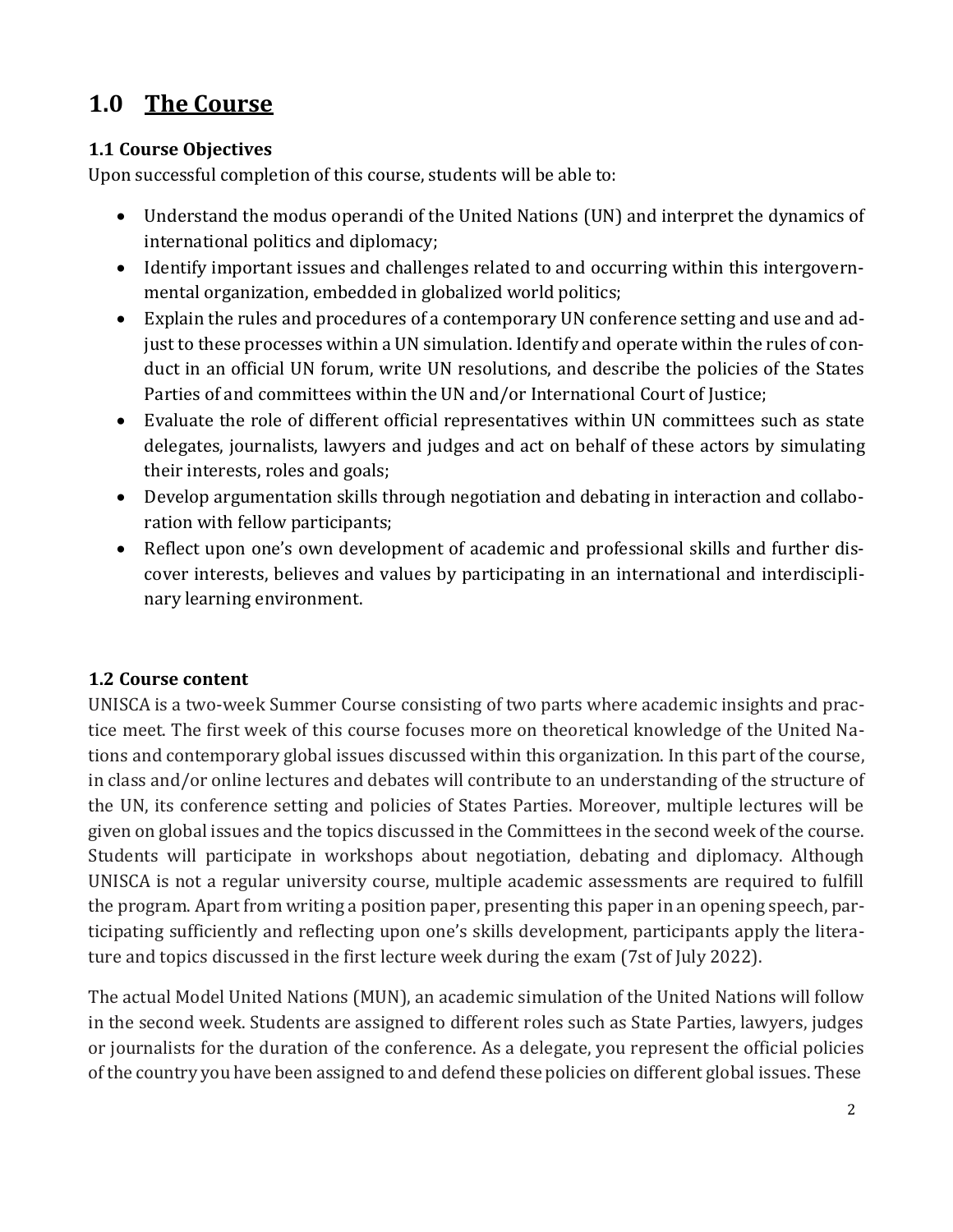## 1.0 The Course

### 1.1 Course Objectives

Upon successful completion of this course, students will be able to:

- Understand the modus operandi of the United Nations (UN) and interpret the dynamics of international politics and diplomacy;
- Identify important issues and challenges related to and occurring within this intergovernmental organization, embedded in globalized world politics;
- Explain the rules and procedures of a contemporary UN conference setting and use and adjust to these processes within a UN simulation. Identify and operate within the rules of conduct in an official UN forum, write UN resolutions, and describe the policies of the States Parties of and committees within the UN and/or International Court of Justice;
- Evaluate the role of different official representatives within UN committees such as state delegates, journalists, lawyers and judges and act on behalf of these actors by simulating their interests, roles and goals;
- Develop argumentation skills through negotiation and debating in interaction and collaboration with fellow participants;
- Reflect upon one's own development of academic and professional skills and further discover interests, believes and values by participating in an international and interdisciplinary learning environment.

### 1.2 Course content

UNISCA is a two-week Summer Course consisting of two parts where academic insights and practice meet. The first week of this course focuses more on theoretical knowledge of the United Nations and contemporary global issues discussed within this organization. In this part of the course, in class and/or online lectures and debates will contribute to an understanding of the structure of the UN, its conference setting and policies of States Parties. Moreover, multiple lectures will be given on global issues and the topics discussed in the Committees in the second week of the course. Students will participate in workshops about negotiation, debating and diplomacy. Although UNISCA is not a regular university course, multiple academic assessments are required to fulfill the program. Apart from writing a position paper, presenting this paper in an opening speech, participating sufficiently and reflecting upon one's skills development, participants apply the literature and topics discussed in the first lecture week during the exam (7st of July 2022).

The actual Model United Nations (MUN), an academic simulation of the United Nations will follow in the second week. Students are assigned to different roles such as State Parties, lawyers, judges or journalists for the duration of the conference. As a delegate, you represent the official policies of the country you have been assigned to and defend these policies on different global issues. These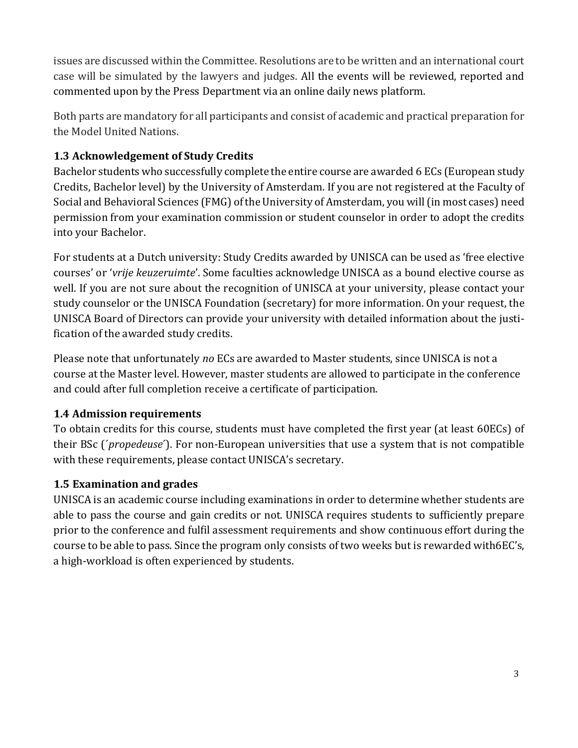issues are discussed within the Committee. Resolutions are to be written and an international court case will be simulated by the lawyers and judges. All the events will be reviewed, reported and commented upon by the Press Department via an online daily news platform.

Both parts are mandatory for all participants and consist of academic and practical preparation for the Model United Nations.

### 1.3 Acknowledgement of Study Credits

Bachelor students who successfully complete the entire course are awarded 6 ECs (European study Credits, Bachelor level) by the University of Amsterdam. If you are not registered at the Faculty of Social and Behavioral Sciences (FMG) of the University of Amsterdam, you will (in most cases) need permission from your examination commission or student counselor in order to adopt the credits into your Bachelor.

For students at a Dutch university: Study Credits awarded by UNISCA can be used as 'free elective courses' or '*vrije keuzeruimte*'. Some faculties acknowledge UNISCA as a bound elective course as well. If you are not sure about the recognition of UNISCA at your university, please contact your study counselor or the UNISCA Foundation (secretary) for more information. On your request, the UNISCA Board of Directors can provide your university with detailed information about the justification of the awarded study credits.

Please note that unfortunately *no* ECs are awarded to Master students, since UNISCA is not a course at the Master level. However, master students are allowed to participate in the conference and could after full completion receive a certificate of participation.

### 1.4 Admission requirements

To obtain credits for this course, students must have completed the first year (at least 60ECs) of their BSc (´*propedeuse*´). For non-European universities that use a system that is not compatible with these requirements, please contact UNISCA's secretary.

### 1.5 Examination and grades

UNISCA is an academic course including examinations in order to determine whether students are able to pass the course and gain credits or not. UNISCA requires students to sufficiently prepare prior to the conference and fulfil assessment requirements and show continuous effort during the course to be able to pass. Since the program only consists of two weeks but is rewarded with6EC's, a high-workload is often experienced by students.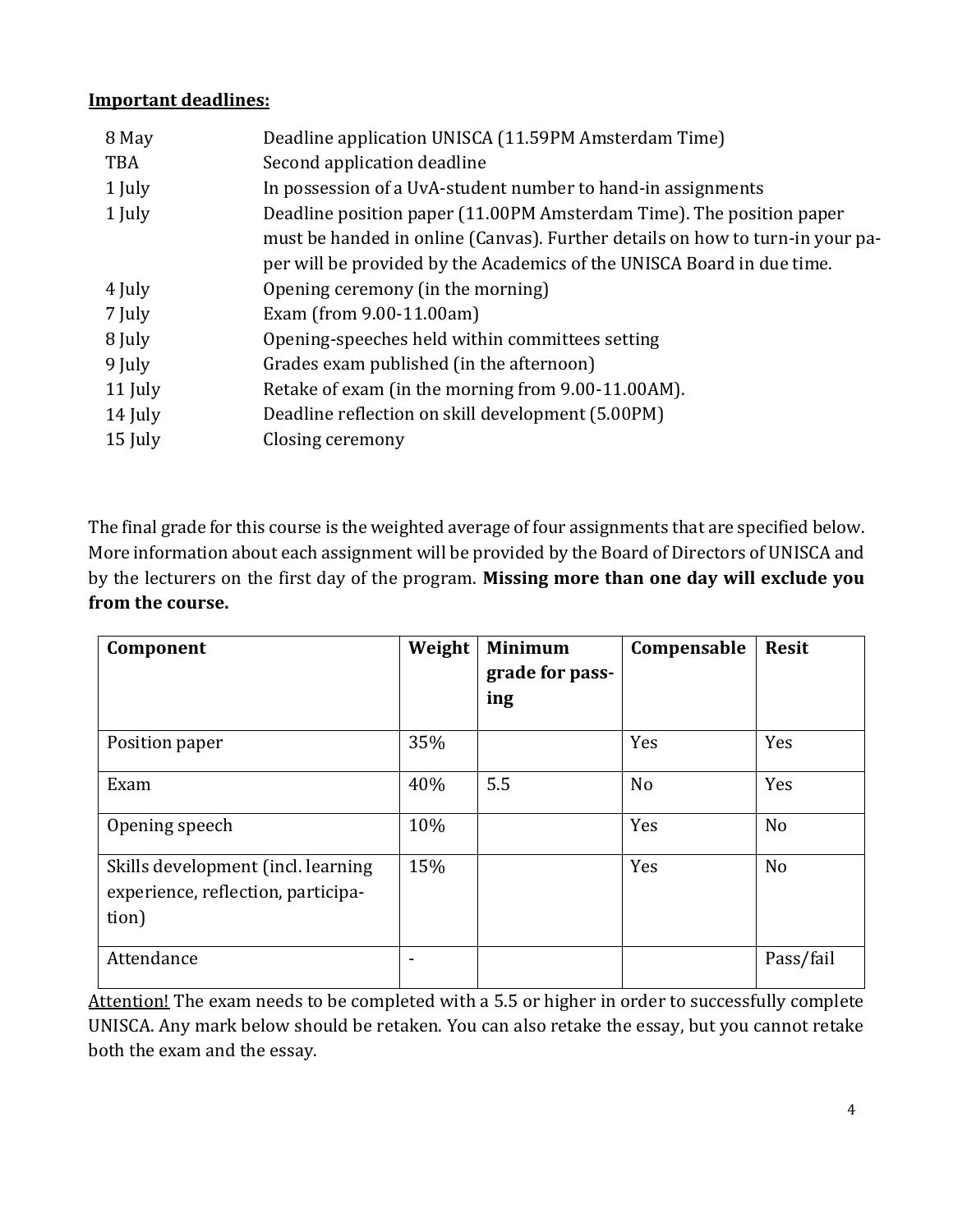**Important deadlines:**

| | |
|---|---|
| 8 May | Deadline application UNISCA (11.59PM Amsterdam Time) |
| TBA | Second application deadline |
| 1 July | In possession of a UvA-student number to hand-in assignments |
| 1 July | Deadline position paper (11.00PM Amsterdam Time). The position paper must be handed in online (Canvas). Further details on how to turn-in your paper will be provided by the Academics of the UNISCA Board in due time. |
| 4 July | Opening ceremony (in the morning) |
| 7 July | Exam (from 9.00-11.00am) |
| 8 July | Opening-speeches held within committees setting |
| 9 July | Grades exam published (in the afternoon) |
| 11 July | Retake of exam (in the morning from 9.00-11.00AM). |
| 14 July | Deadline reflection on skill development (5.00PM) |
| 15 July | Closing ceremony |

The final grade for this course is the weighted average of four assignments that are specified below. More information about each assignment will be provided by the Board of Directors of UNISCA and by the lecturers on the first day of the program. **Missing more than one day will exclude you from the course.**

| Component | Weight | Minimum grade for passing | Compensable | Resit |
|---|---|---|---|---|
| Position paper | 35% | | Yes | Yes |
| Exam | 40% | 5.5 | No | Yes |
| Opening speech | 10% | | Yes | No |
| Skills development (incl. learning experience, reflection, participation) | 15% | | Yes | No |
| Attendance | - | | | Pass/fail |

Attention! The exam needs to be completed with a 5.5 or higher in order to successfully complete UNISCA. Any mark below should be retaken. You can also retake the essay, but you cannot retake both the exam and the essay.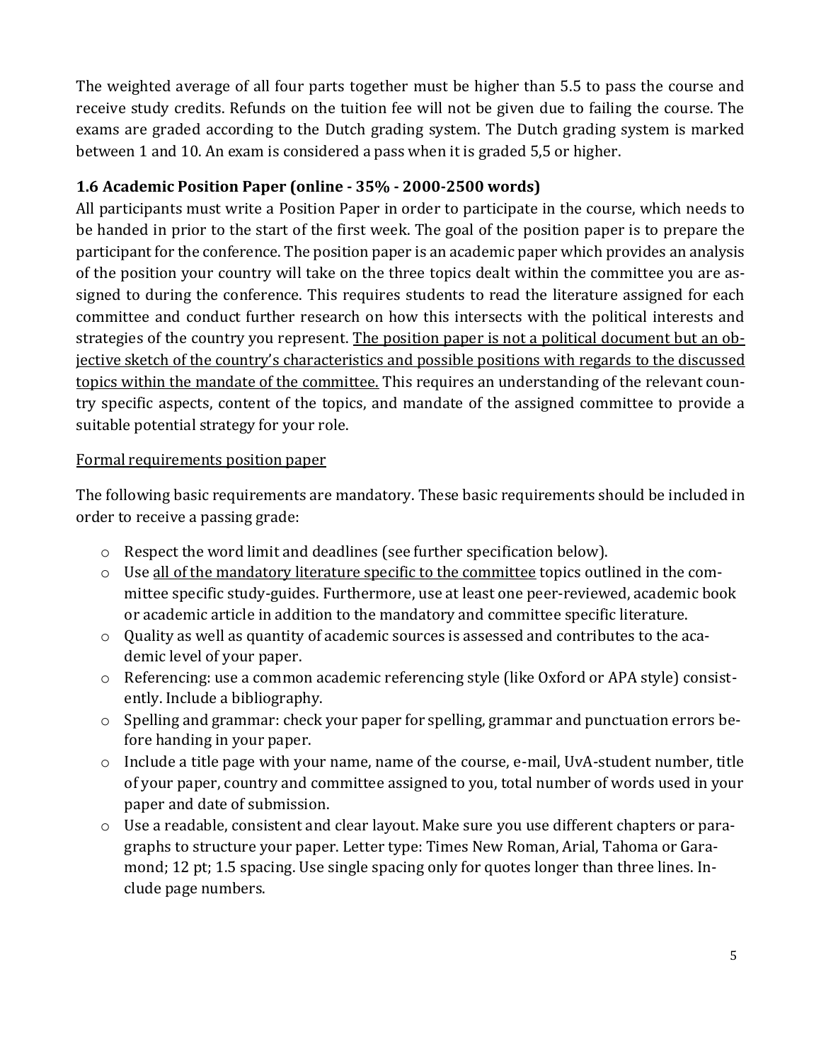The weighted average of all four parts together must be higher than 5.5 to pass the course and receive study credits. Refunds on the tuition fee will not be given due to failing the course. The exams are graded according to the Dutch grading system. The Dutch grading system is marked between 1 and 10. An exam is considered a pass when it is graded 5,5 or higher.

### 1.6 Academic Position Paper (online - 35% - 2000-2500 words)

All participants must write a Position Paper in order to participate in the course, which needs to be handed in prior to the start of the first week. The goal of the position paper is to prepare the participant for the conference. The position paper is an academic paper which provides an analysis of the position your country will take on the three topics dealt within the committee you are assigned to during the conference. This requires students to read the literature assigned for each committee and conduct further research on how this intersects with the political interests and strategies of the country you represent. <u>The position paper is not a political document but an objective sketch of the country's characteristics and possible positions with regards to the discussed topics within the mandate of the committee.</u> This requires an understanding of the relevant country specific aspects, content of the topics, and mandate of the assigned committee to provide a suitable potential strategy for your role.

<u>Formal requirements position paper</u>

The following basic requirements are mandatory. These basic requirements should be included in order to receive a passing grade:

- Respect the word limit and deadlines (see further specification below).
- Use <u>all of the mandatory literature specific to the committee</u> topics outlined in the committee specific study-guides. Furthermore, use at least one peer-reviewed, academic book or academic article in addition to the mandatory and committee specific literature.
- Quality as well as quantity of academic sources is assessed and contributes to the academic level of your paper.
- Referencing: use a common academic referencing style (like Oxford or APA style) consistently. Include a bibliography.
- Spelling and grammar: check your paper for spelling, grammar and punctuation errors before handing in your paper.
- Include a title page with your name, name of the course, e-mail, UvA-student number, title of your paper, country and committee assigned to you, total number of words used in your paper and date of submission.
- Use a readable, consistent and clear layout. Make sure you use different chapters or paragraphs to structure your paper. Letter type: Times New Roman, Arial, Tahoma or Garamond; 12 pt; 1.5 spacing. Use single spacing only for quotes longer than three lines. Include page numbers.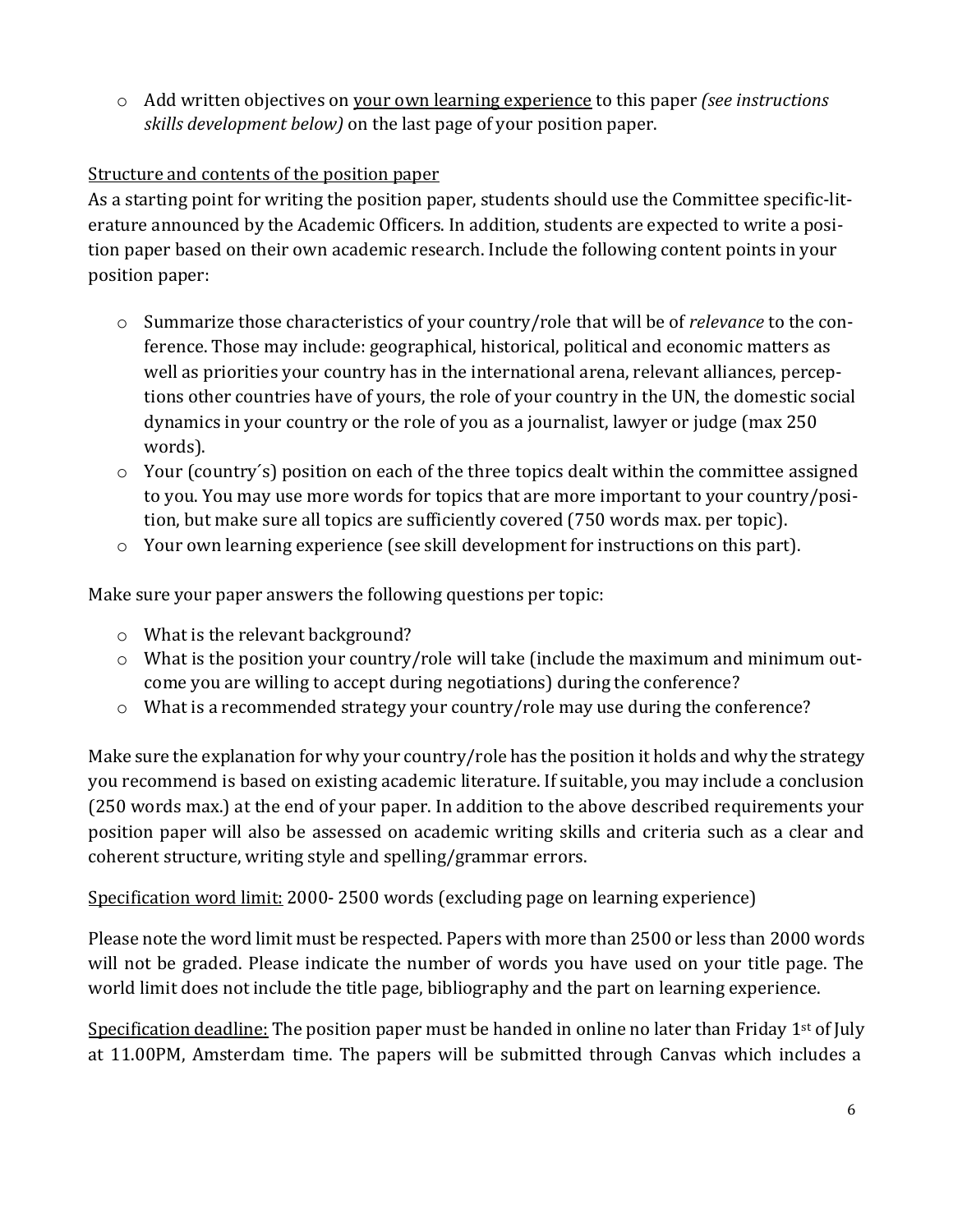- Add written objectives on <u>your own learning experience</u> to this paper *(see instructions skills development below)* on the last page of your position paper.

<u>Structure and contents of the position paper</u>

As a starting point for writing the position paper, students should use the Committee specific-literature announced by the Academic Officers. In addition, students are expected to write a position paper based on their own academic research. Include the following content points in your position paper:

- Summarize those characteristics of your country/role that will be of *relevance* to the conference. Those may include: geographical, historical, political and economic matters as well as priorities your country has in the international arena, relevant alliances, perceptions other countries have of yours, the role of your country in the UN, the domestic social dynamics in your country or the role of you as a journalist, lawyer or judge (max 250 words).
- Your (country´s) position on each of the three topics dealt within the committee assigned to you. You may use more words for topics that are more important to your country/position, but make sure all topics are sufficiently covered (750 words max. per topic).
- Your own learning experience (see skill development for instructions on this part).

Make sure your paper answers the following questions per topic:

- What is the relevant background?
- What is the position your country/role will take (include the maximum and minimum outcome you are willing to accept during negotiations) during the conference?
- What is a recommended strategy your country/role may use during the conference?

Make sure the explanation for why your country/role has the position it holds and why the strategy you recommend is based on existing academic literature. If suitable, you may include a conclusion (250 words max.) at the end of your paper. In addition to the above described requirements your position paper will also be assessed on academic writing skills and criteria such as a clear and coherent structure, writing style and spelling/grammar errors.

<u>Specification word limit:</u> 2000- 2500 words (excluding page on learning experience)

Please note the word limit must be respected. Papers with more than 2500 or less than 2000 words will not be graded. Please indicate the number of words you have used on your title page. The world limit does not include the title page, bibliography and the part on learning experience.

<u>Specification deadline:</u> The position paper must be handed in online no later than Friday 1st of July at 11.00PM, Amsterdam time. The papers will be submitted through Canvas which includes a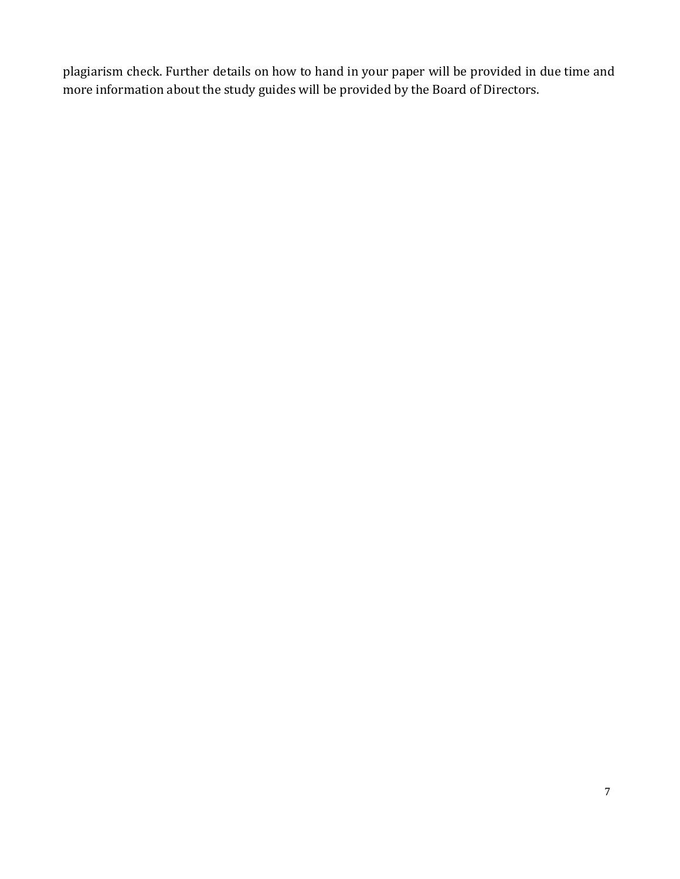plagiarism check. Further details on how to hand in your paper will be provided in due time and more information about the study guides will be provided by the Board of Directors.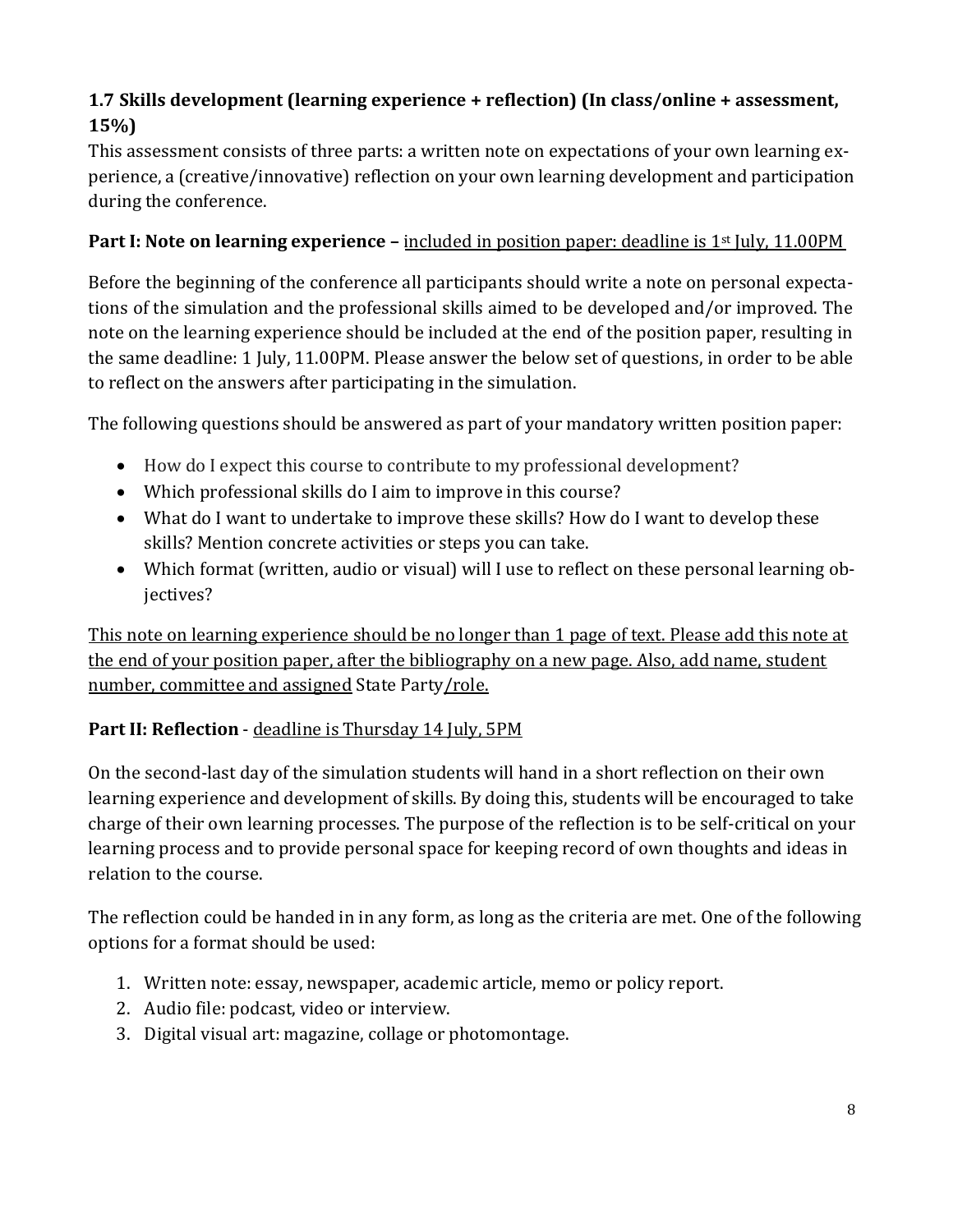### 1.7 Skills development (learning experience + reflection) (In class/online + assessment, 15%)

This assessment consists of three parts: a written note on expectations of your own learning experience, a (creative/innovative) reflection on your own learning development and participation during the conference.

**Part I: Note on learning experience –** included in position paper: deadline is 1st July, 11.00PM

Before the beginning of the conference all participants should write a note on personal expectations of the simulation and the professional skills aimed to be developed and/or improved. The note on the learning experience should be included at the end of the position paper, resulting in the same deadline: 1 July, 11.00PM. Please answer the below set of questions, in order to be able to reflect on the answers after participating in the simulation.

The following questions should be answered as part of your mandatory written position paper:

- How do I expect this course to contribute to my professional development?
- Which professional skills do I aim to improve in this course?
- What do I want to undertake to improve these skills? How do I want to develop these skills? Mention concrete activities or steps you can take.
- Which format (written, audio or visual) will I use to reflect on these personal learning objectives?

This note on learning experience should be no longer than 1 page of text. Please add this note at the end of your position paper, after the bibliography on a new page. Also, add name, student number, committee and assigned State Party/role.

**Part II: Reflection** - deadline is Thursday 14 July, 5PM

On the second-last day of the simulation students will hand in a short reflection on their own learning experience and development of skills. By doing this, students will be encouraged to take charge of their own learning processes. The purpose of the reflection is to be self-critical on your learning process and to provide personal space for keeping record of own thoughts and ideas in relation to the course.

The reflection could be handed in in any form, as long as the criteria are met. One of the following options for a format should be used:

1. Written note: essay, newspaper, academic article, memo or policy report.
2. Audio file: podcast, video or interview.
3. Digital visual art: magazine, collage or photomontage.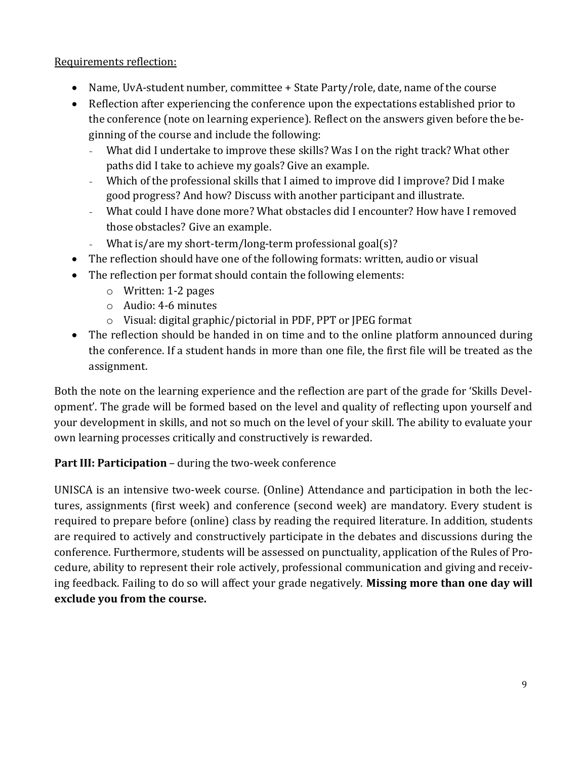Requirements reflection:

- Name, UvA-student number, committee + State Party/role, date, name of the course
- Reflection after experiencing the conference upon the expectations established prior to the conference (note on learning experience). Reflect on the answers given before the beginning of the course and include the following:
  - What did I undertake to improve these skills? Was I on the right track? What other paths did I take to achieve my goals? Give an example.
  - Which of the professional skills that I aimed to improve did I improve? Did I make good progress? And how? Discuss with another participant and illustrate.
  - What could I have done more? What obstacles did I encounter? How have I removed those obstacles? Give an example.
  - What is/are my short-term/long-term professional goal(s)?
- The reflection should have one of the following formats: written, audio or visual
- The reflection per format should contain the following elements:
  - Written: 1-2 pages
  - Audio: 4-6 minutes
  - Visual: digital graphic/pictorial in PDF, PPT or JPEG format
- The reflection should be handed in on time and to the online platform announced during the conference. If a student hands in more than one file, the first file will be treated as the assignment.

Both the note on the learning experience and the reflection are part of the grade for 'Skills Development'. The grade will be formed based on the level and quality of reflecting upon yourself and your development in skills, and not so much on the level of your skill. The ability to evaluate your own learning processes critically and constructively is rewarded.

**Part III: Participation** – during the two-week conference

UNISCA is an intensive two-week course. (Online) Attendance and participation in both the lectures, assignments (first week) and conference (second week) are mandatory. Every student is required to prepare before (online) class by reading the required literature. In addition, students are required to actively and constructively participate in the debates and discussions during the conference. Furthermore, students will be assessed on punctuality, application of the Rules of Procedure, ability to represent their role actively, professional communication and giving and receiving feedback. Failing to do so will affect your grade negatively. **Missing more than one day will exclude you from the course.**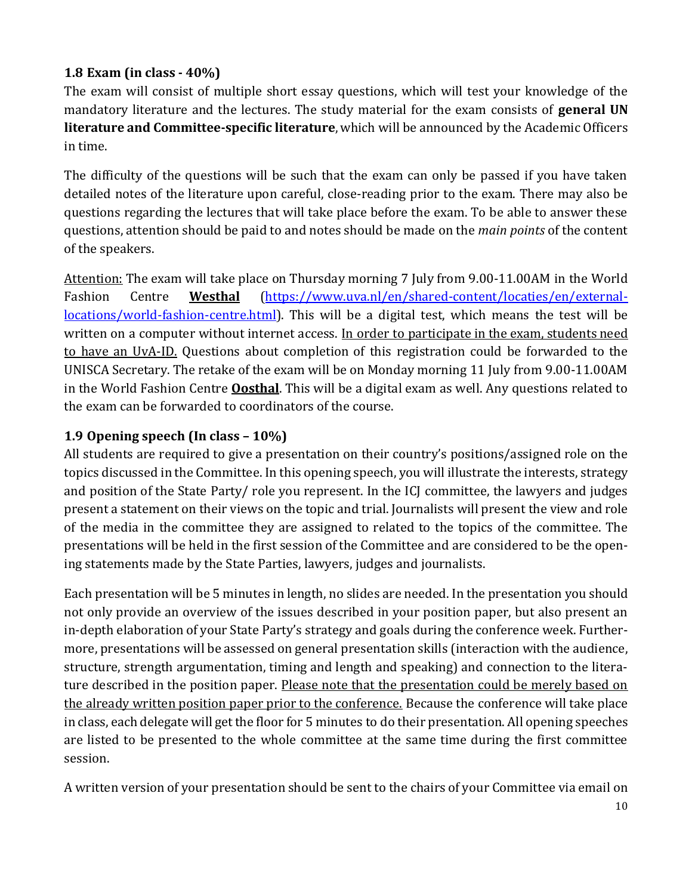### 1.8 Exam (in class - 40%)

The exam will consist of multiple short essay questions, which will test your knowledge of the mandatory literature and the lectures. The study material for the exam consists of **general UN literature and Committee-specific literature**, which will be announced by the Academic Officers in time.

The difficulty of the questions will be such that the exam can only be passed if you have taken detailed notes of the literature upon careful, close-reading prior to the exam. There may also be questions regarding the lectures that will take place before the exam. To be able to answer these questions, attention should be paid to and notes should be made on the *main points* of the content of the speakers.

<u>Attention:</u> The exam will take place on Thursday morning 7 July from 9.00-11.00AM in the World Fashion Centre **<u>Westhal</u>** (https://www.uva.nl/en/shared-content/locaties/en/external-locations/world-fashion-centre.html). This will be a digital test, which means the test will be written on a computer without internet access. <u>In order to participate in the exam, students need to have an UvA-ID.</u> Questions about completion of this registration could be forwarded to the UNISCA Secretary. The retake of the exam will be on Monday morning 11 July from 9.00-11.00AM in the World Fashion Centre **<u>Oosthal</u>**. This will be a digital exam as well. Any questions related to the exam can be forwarded to coordinators of the course.

### 1.9 Opening speech (In class – 10%)

All students are required to give a presentation on their country's positions/assigned role on the topics discussed in the Committee. In this opening speech, you will illustrate the interests, strategy and position of the State Party/ role you represent. In the ICJ committee, the lawyers and judges present a statement on their views on the topic and trial. Journalists will present the view and role of the media in the committee they are assigned to related to the topics of the committee. The presentations will be held in the first session of the Committee and are considered to be the opening statements made by the State Parties, lawyers, judges and journalists.

Each presentation will be 5 minutes in length, no slides are needed. In the presentation you should not only provide an overview of the issues described in your position paper, but also present an in-depth elaboration of your State Party's strategy and goals during the conference week. Furthermore, presentations will be assessed on general presentation skills (interaction with the audience, structure, strength argumentation, timing and length and speaking) and connection to the literature described in the position paper. <u>Please note that the presentation could be merely based on the already written position paper prior to the conference.</u> Because the conference will take place in class, each delegate will get the floor for 5 minutes to do their presentation. All opening speeches are listed to be presented to the whole committee at the same time during the first committee session.

A written version of your presentation should be sent to the chairs of your Committee via email on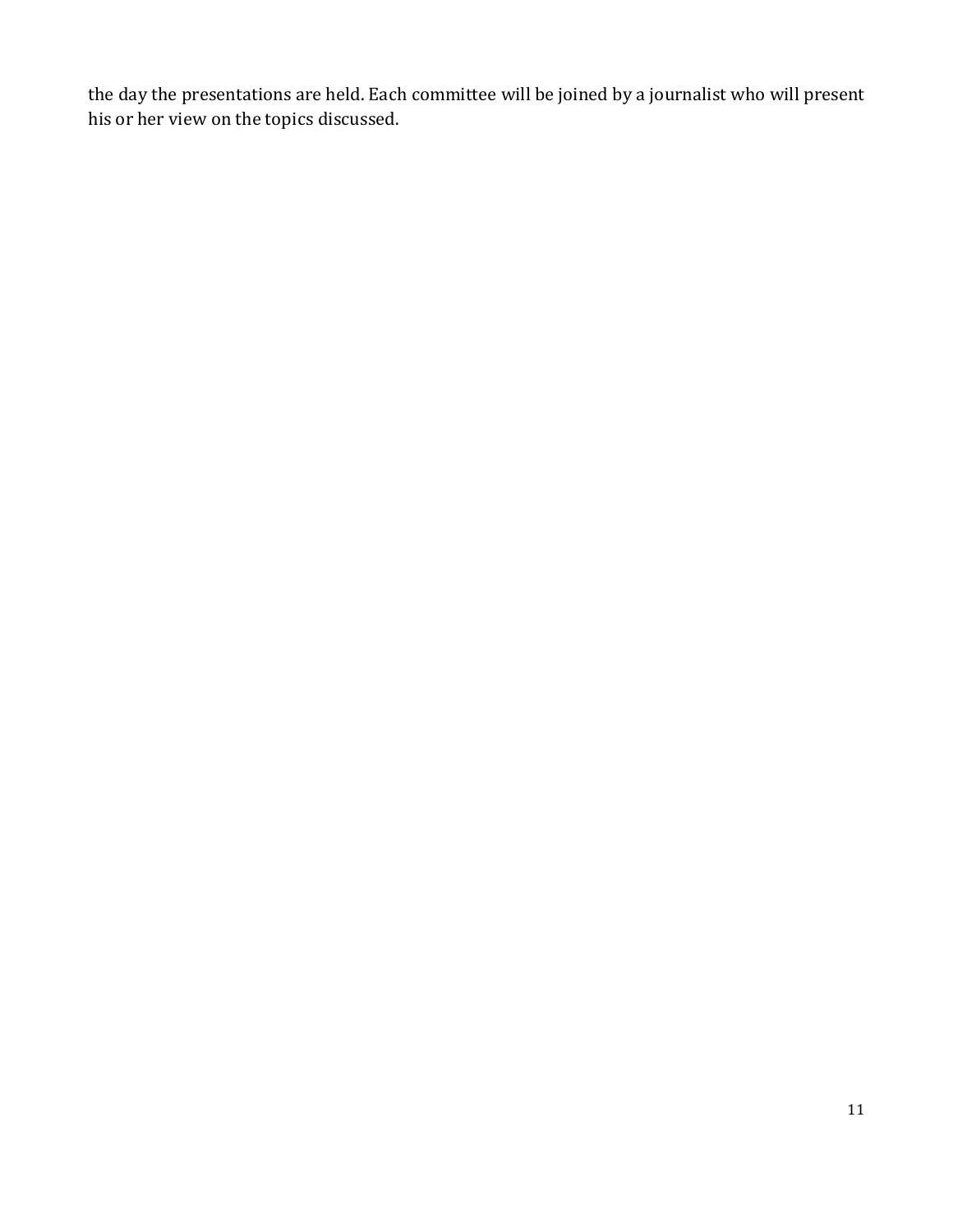the day the presentations are held. Each committee will be joined by a journalist who will present his or her view on the topics discussed.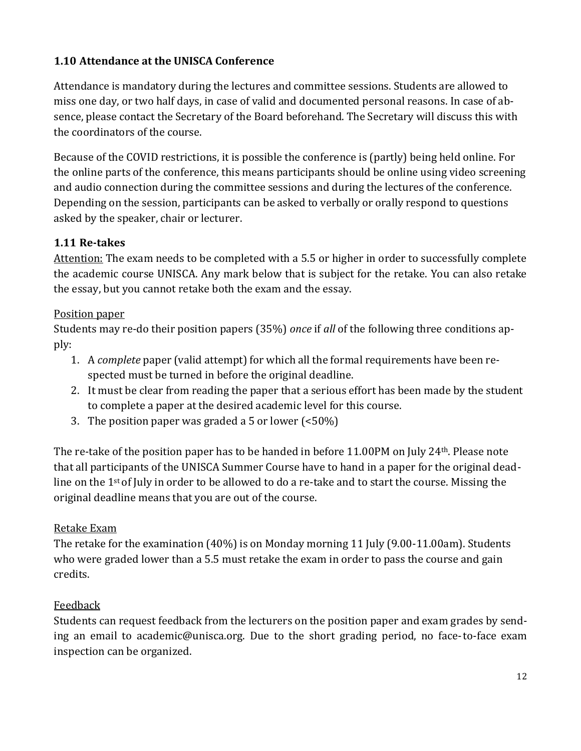### 1.10 Attendance at the UNISCA Conference

Attendance is mandatory during the lectures and committee sessions. Students are allowed to miss one day, or two half days, in case of valid and documented personal reasons. In case of absence, please contact the Secretary of the Board beforehand. The Secretary will discuss this with the coordinators of the course.

Because of the COVID restrictions, it is possible the conference is (partly) being held online. For the online parts of the conference, this means participants should be online using video screening and audio connection during the committee sessions and during the lectures of the conference. Depending on the session, participants can be asked to verbally or orally respond to questions asked by the speaker, chair or lecturer.

### 1.11 Re-takes

Attention: The exam needs to be completed with a 5.5 or higher in order to successfully complete the academic course UNISCA. Any mark below that is subject for the retake. You can also retake the essay, but you cannot retake both the exam and the essay.

Position paper

Students may re-do their position papers (35%) *once* if *all* of the following three conditions apply:

1. A *complete* paper (valid attempt) for which all the formal requirements have been respected must be turned in before the original deadline.
2. It must be clear from reading the paper that a serious effort has been made by the student to complete a paper at the desired academic level for this course.
3. The position paper was graded a 5 or lower (<50%)

The re-take of the position paper has to be handed in before 11.00PM on July 24th. Please note that all participants of the UNISCA Summer Course have to hand in a paper for the original deadline on the 1st of July in order to be allowed to do a re-take and to start the course. Missing the original deadline means that you are out of the course.

Retake Exam

The retake for the examination (40%) is on Monday morning 11 July (9.00-11.00am). Students who were graded lower than a 5.5 must retake the exam in order to pass the course and gain credits.

Feedback

Students can request feedback from the lecturers on the position paper and exam grades by sending an email to academic@unisca.org. Due to the short grading period, no face-to-face exam inspection can be organized.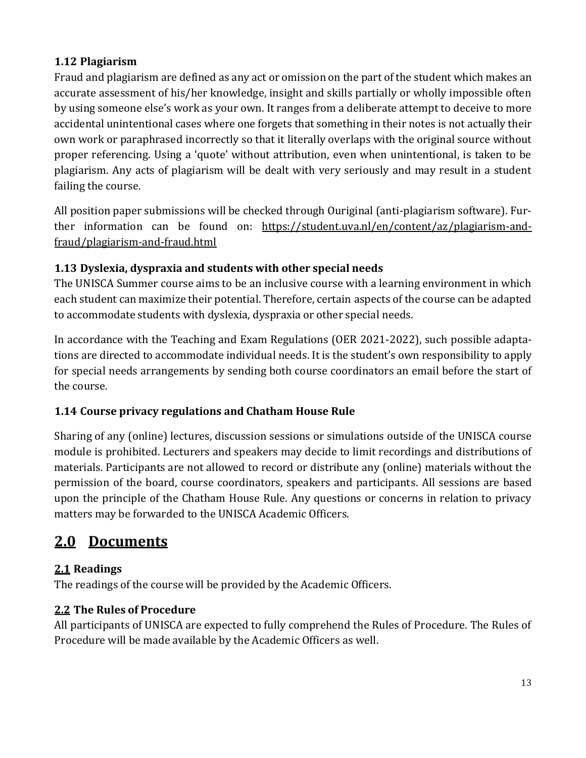### 1.12 Plagiarism

Fraud and plagiarism are defined as any act or omission on the part of the student which makes an accurate assessment of his/her knowledge, insight and skills partially or wholly impossible often by using someone else's work as your own. It ranges from a deliberate attempt to deceive to more accidental unintentional cases where one forgets that something in their notes is not actually their own work or paraphrased incorrectly so that it literally overlaps with the original source without proper referencing. Using a 'quote' without attribution, even when unintentional, is taken to be plagiarism. Any acts of plagiarism will be dealt with very seriously and may result in a student failing the course.

All position paper submissions will be checked through Ouriginal (anti-plagiarism software). Further information can be found on: https://student.uva.nl/en/content/az/plagiarism-and-fraud/plagiarism-and-fraud.html

### 1.13 Dyslexia, dyspraxia and students with other special needs

The UNISCA Summer course aims to be an inclusive course with a learning environment in which each student can maximize their potential. Therefore, certain aspects of the course can be adapted to accommodate students with dyslexia, dyspraxia or other special needs.

In accordance with the Teaching and Exam Regulations (OER 2021-2022), such possible adaptations are directed to accommodate individual needs. It is the student's own responsibility to apply for special needs arrangements by sending both course coordinators an email before the start of the course.

### 1.14 Course privacy regulations and Chatham House Rule

Sharing of any (online) lectures, discussion sessions or simulations outside of the UNISCA course module is prohibited. Lecturers and speakers may decide to limit recordings and distributions of materials. Participants are not allowed to record or distribute any (online) materials without the permission of the board, course coordinators, speakers and participants. All sessions are based upon the principle of the Chatham House Rule. Any questions or concerns in relation to privacy matters may be forwarded to the UNISCA Academic Officers.

## 2.0 Documents

### 2.1 Readings

The readings of the course will be provided by the Academic Officers.

### 2.2 The Rules of Procedure

All participants of UNISCA are expected to fully comprehend the Rules of Procedure. The Rules of Procedure will be made available by the Academic Officers as well.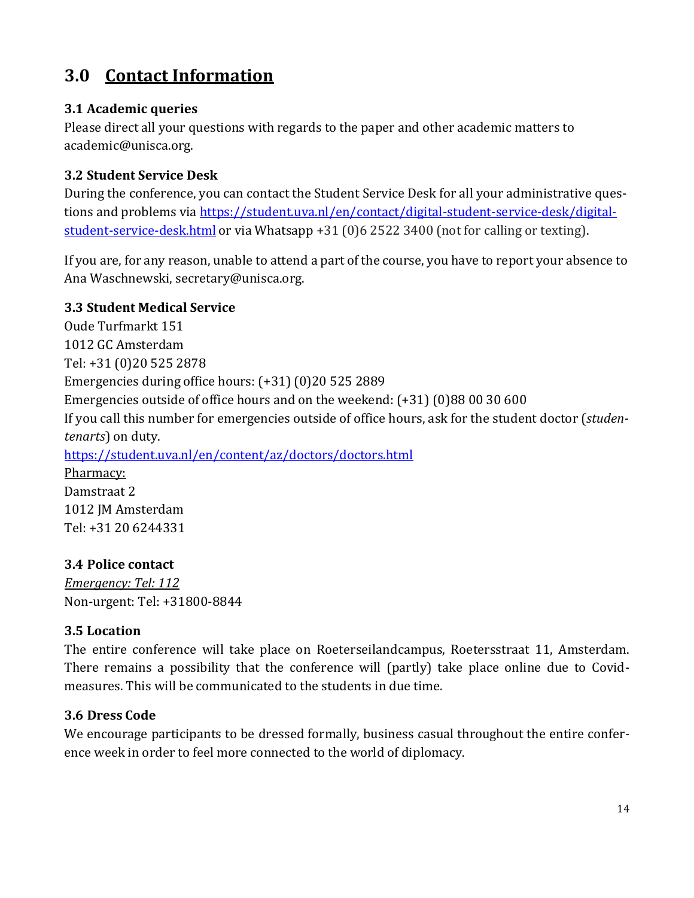# 3.0 Contact Information

### 3.1 Academic queries

Please direct all your questions with regards to the paper and other academic matters to academic@unisca.org.

### 3.2 Student Service Desk

During the conference, you can contact the Student Service Desk for all your administrative questions and problems via [https://student.uva.nl/en/contact/digital-student-service-desk/digital-student-service-desk.html](https://student.uva.nl/en/contact/digital-student-service-desk/digital-student-service-desk.html) or via Whatsapp +31 (0)6 2522 3400 (not for calling or texting).

If you are, for any reason, unable to attend a part of the course, you have to report your absence to Ana Waschnewski, secretary@unisca.org.

### 3.3 Student Medical Service

Oude Turfmarkt 151
1012 GC Amsterdam
Tel: +31 (0)20 525 2878
Emergencies during office hours: (+31) (0)20 525 2889
Emergencies outside of office hours and on the weekend: (+31) (0)88 00 30 600
If you call this number for emergencies outside of office hours, ask for the student doctor (*studentenarts*) on duty.
[https://student.uva.nl/en/content/az/doctors/doctors.html](https://student.uva.nl/en/content/az/doctors/doctors.html)
Pharmacy:
Damstraat 2
1012 JM Amsterdam
Tel: +31 20 6244331

### 3.4 Police contact

*Emergency: Tel: 112*
Non-urgent: Tel: +31800-8844

### 3.5 Location

The entire conference will take place on Roeterseilandcampus, Roetersstraat 11, Amsterdam. There remains a possibility that the conference will (partly) take place online due to Covid-measures. This will be communicated to the students in due time.

### 3.6 Dress Code

We encourage participants to be dressed formally, business casual throughout the entire conference week in order to feel more connected to the world of diplomacy.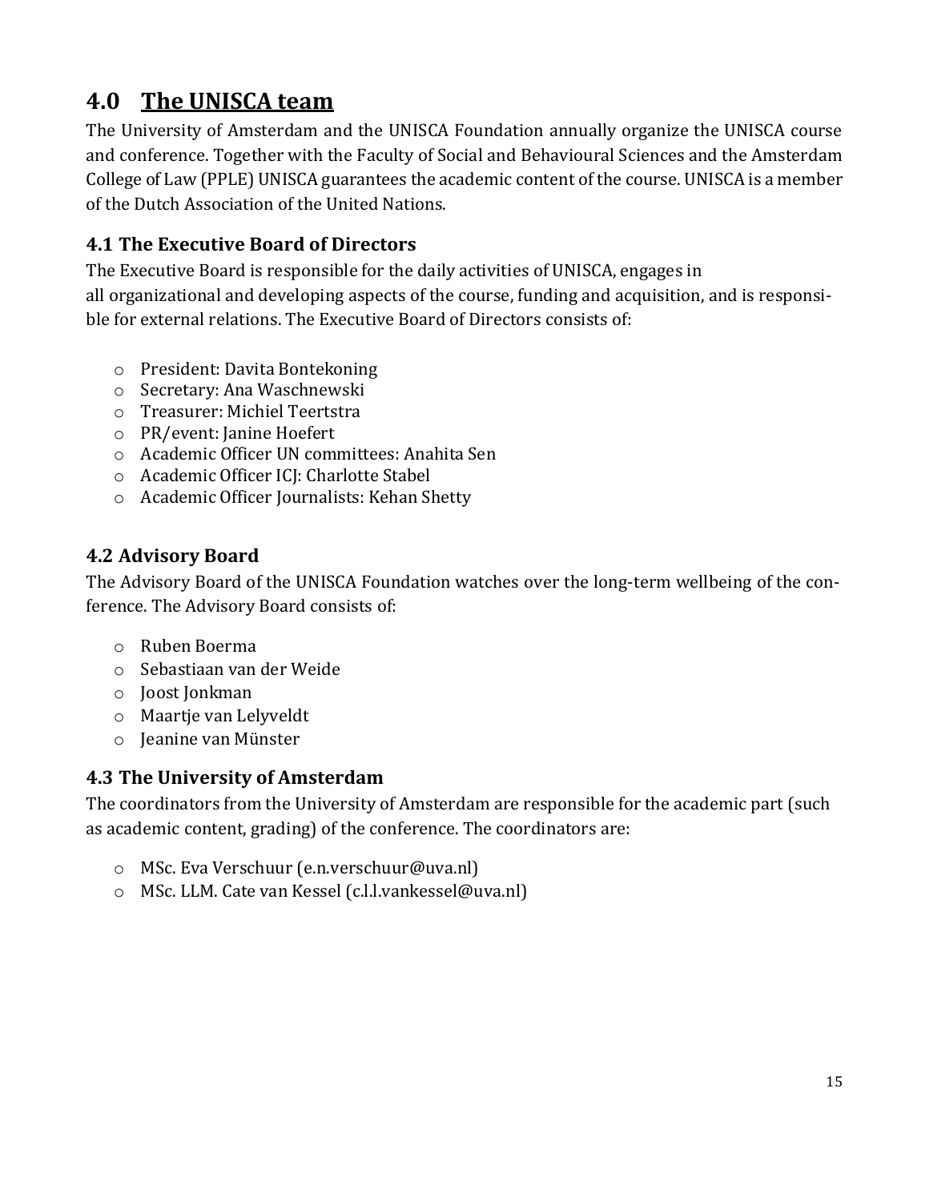## 4.0 The UNISCA team

The University of Amsterdam and the UNISCA Foundation annually organize the UNISCA course and conference. Together with the Faculty of Social and Behavioural Sciences and the Amsterdam College of Law (PPLE) UNISCA guarantees the academic content of the course. UNISCA is a member of the Dutch Association of the United Nations.

### 4.1 The Executive Board of Directors

The Executive Board is responsible for the daily activities of UNISCA, engages in all organizational and developing aspects of the course, funding and acquisition, and is responsible for external relations. The Executive Board of Directors consists of:

- President: Davita Bontekoning
- Secretary: Ana Waschnewski
- Treasurer: Michiel Teertstra
- PR/event: Janine Hoefert
- Academic Officer UN committees: Anahita Sen
- Academic Officer ICJ: Charlotte Stabel
- Academic Officer Journalists: Kehan Shetty

### 4.2 Advisory Board

The Advisory Board of the UNISCA Foundation watches over the long-term wellbeing of the conference. The Advisory Board consists of:

- Ruben Boerma
- Sebastiaan van der Weide
- Joost Jonkman
- Maartje van Lelyveldt
- Jeanine van Münster

### 4.3 The University of Amsterdam

The coordinators from the University of Amsterdam are responsible for the academic part (such as academic content, grading) of the conference. The coordinators are:

- MSc. Eva Verschuur (e.n.verschuur@uva.nl)
- MSc. LLM. Cate van Kessel (c.l.l.vankessel@uva.nl)